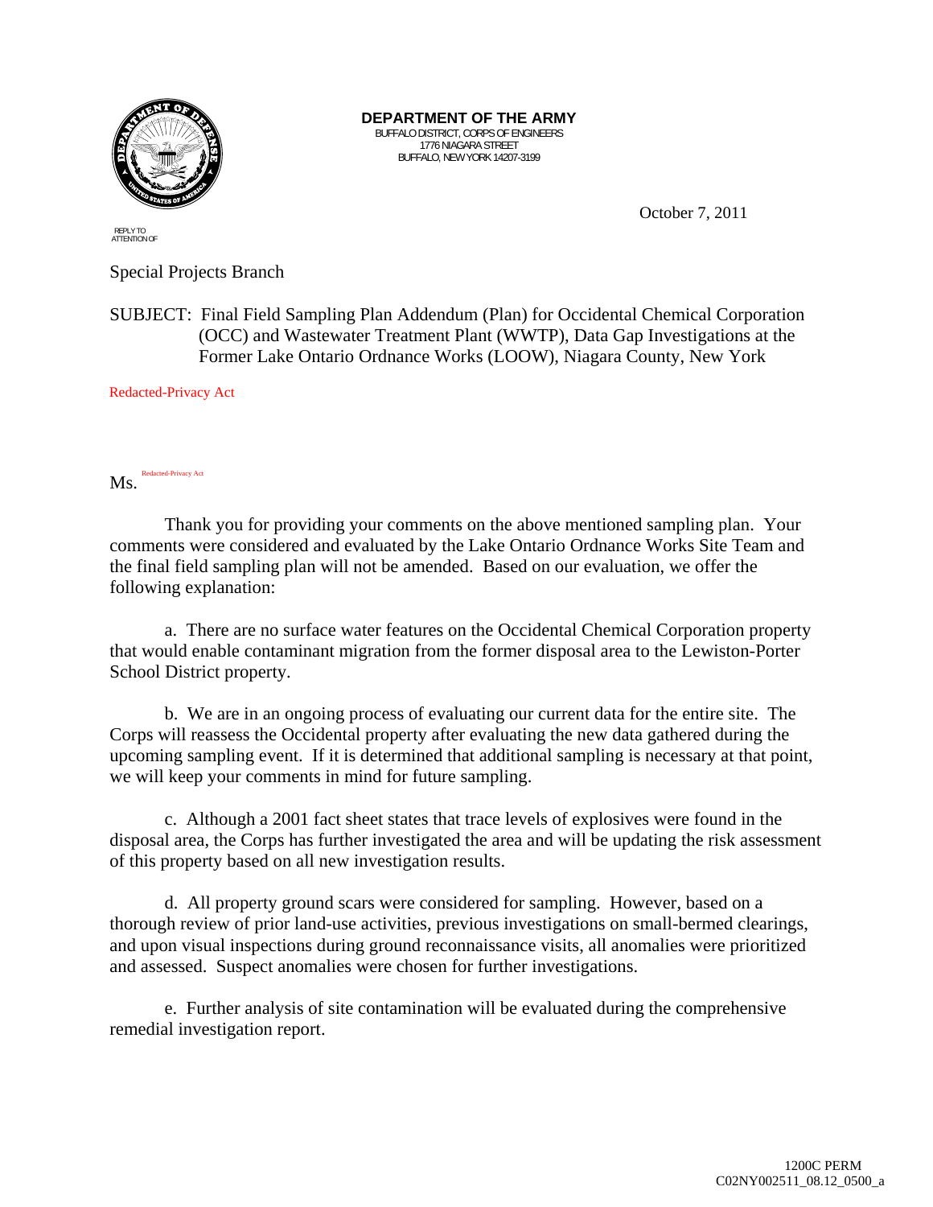**DEPARTMENT OF THE ARMY**
BUFFALO DISTRICT, CORPS OF ENGINEERS
1776 NIAGARA STREET
BUFFALO, NEW YORK 14207-3199

REPLY TO
ATTENTION OF

October 7, 2011

Special Projects Branch

SUBJECT: Final Field Sampling Plan Addendum (Plan) for Occidental Chemical Corporation (OCC) and Wastewater Treatment Plant (WWTP), Data Gap Investigations at the Former Lake Ontario Ordnance Works (LOOW), Niagara County, New York

Redacted-Privacy Act

Ms. Redacted-Privacy Act

Thank you for providing your comments on the above mentioned sampling plan. Your comments were considered and evaluated by the Lake Ontario Ordnance Works Site Team and the final field sampling plan will not be amended. Based on our evaluation, we offer the following explanation:

a. There are no surface water features on the Occidental Chemical Corporation property that would enable contaminant migration from the former disposal area to the Lewiston-Porter School District property.

b. We are in an ongoing process of evaluating our current data for the entire site. The Corps will reassess the Occidental property after evaluating the new data gathered during the upcoming sampling event. If it is determined that additional sampling is necessary at that point, we will keep your comments in mind for future sampling.

c. Although a 2001 fact sheet states that trace levels of explosives were found in the disposal area, the Corps has further investigated the area and will be updating the risk assessment of this property based on all new investigation results.

d. All property ground scars were considered for sampling. However, based on a thorough review of prior land-use activities, previous investigations on small-bermed clearings, and upon visual inspections during ground reconnaissance visits, all anomalies were prioritized and assessed. Suspect anomalies were chosen for further investigations.

e. Further analysis of site contamination will be evaluated during the comprehensive remedial investigation report.

1200C PERM
C02NY002511_08.12_0500_a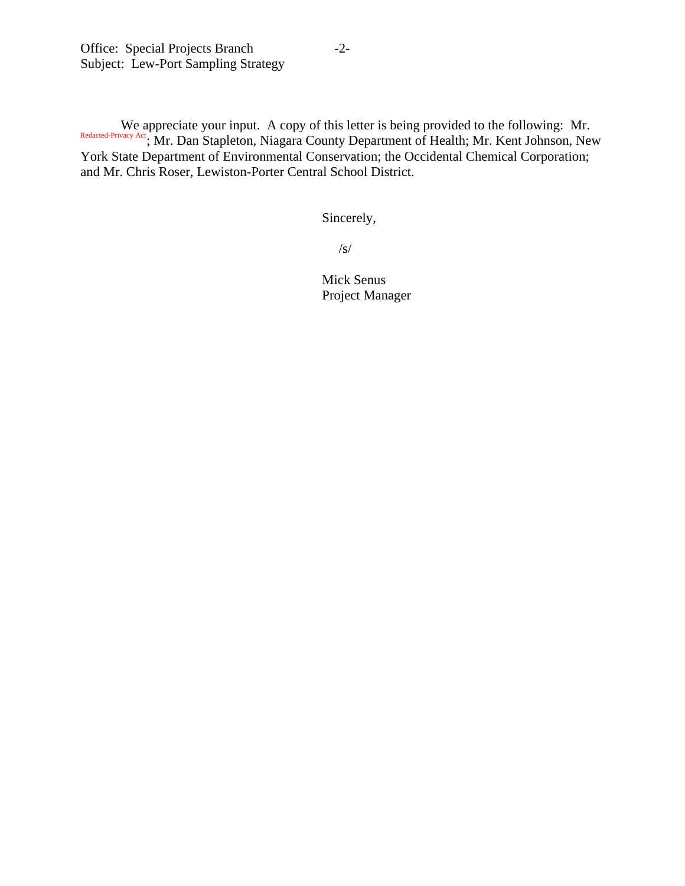We appreciate your input. A copy of this letter is being provided to the following: Mr. Redacted-Privacy Act; Mr. Dan Stapleton, Niagara County Department of Health; Mr. Kent Johnson, New York State Department of Environmental Conservation; the Occidental Chemical Corporation; and Mr. Chris Roser, Lewiston-Porter Central School District.

Sincerely,

/s/

Mick Senus
Project Manager